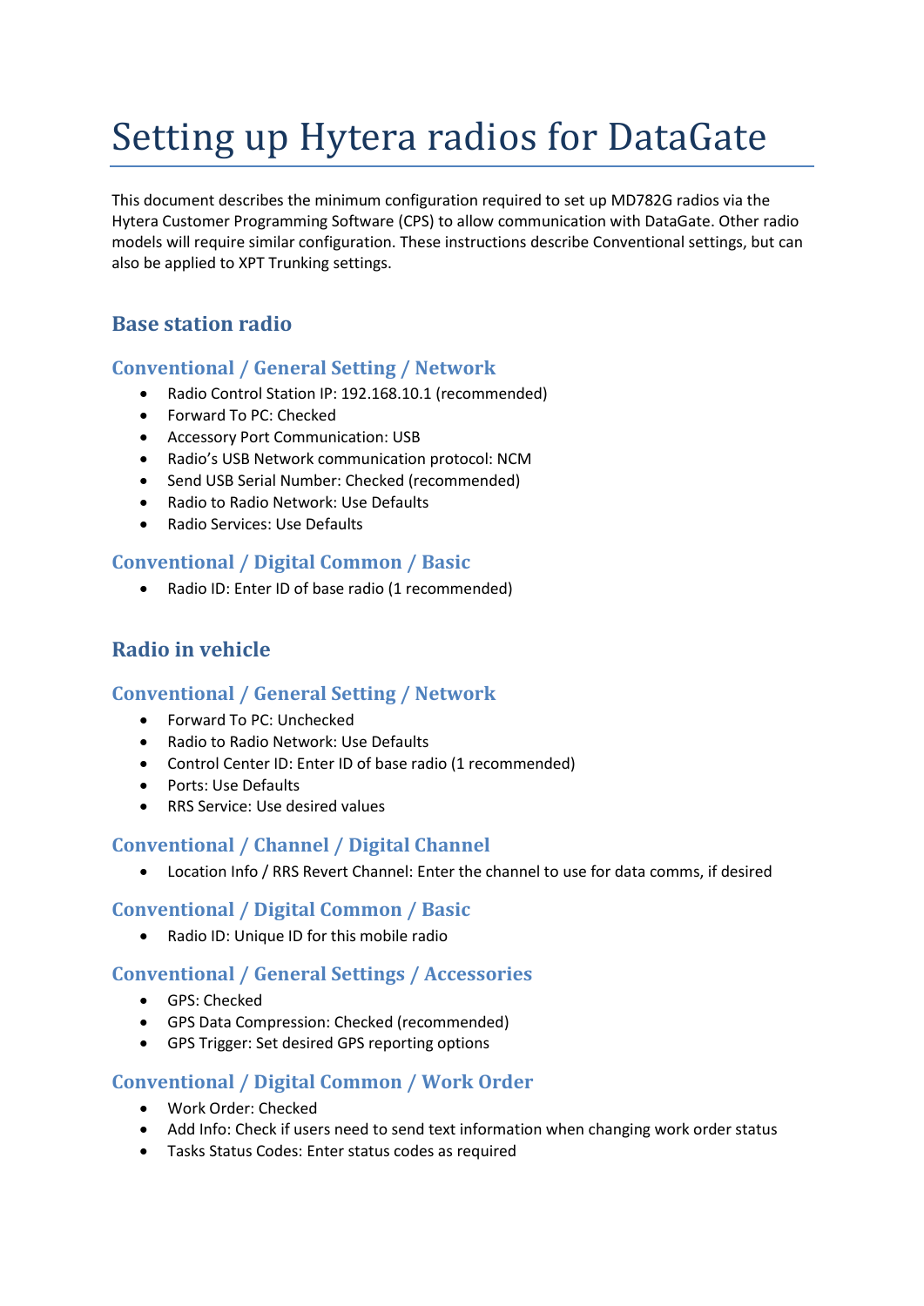# Setting up Hytera radios for DataGate

This document describes the minimum configuration required to set up MD782G radios via the Hytera Customer Programming Software (CPS) to allow communication with DataGate. Other radio models will require similar configuration. These instructions describe Conventional settings, but can also be applied to XPT Trunking settings.

## Base station radio

### Conventional / General Setting / Network

- Radio Control Station IP: 192.168.10.1 (recommended)
- Forward To PC: Checked
- Accessory Port Communication: USB
- Radio's USB Network communication protocol: NCM
- Send USB Serial Number: Checked (recommended)
- Radio to Radio Network: Use Defaults
- Radio Services: Use Defaults

### Conventional / Digital Common / Basic

- Radio ID: Enter ID of base radio (1 recommended)

## Radio in vehicle

### Conventional / General Setting / Network

- Forward To PC: Unchecked
- Radio to Radio Network: Use Defaults
- Control Center ID: Enter ID of base radio (1 recommended)
- Ports: Use Defaults
- RRS Service: Use desired values

### Conventional / Channel / Digital Channel

- Location Info / RRS Revert Channel: Enter the channel to use for data comms, if desired

### Conventional / Digital Common / Basic

- Radio ID: Unique ID for this mobile radio

### Conventional / General Settings / Accessories

- GPS: Checked
- GPS Data Compression: Checked (recommended)
- GPS Trigger: Set desired GPS reporting options

### Conventional / Digital Common / Work Order

- Work Order: Checked
- Add Info: Check if users need to send text information when changing work order status
- Tasks Status Codes: Enter status codes as required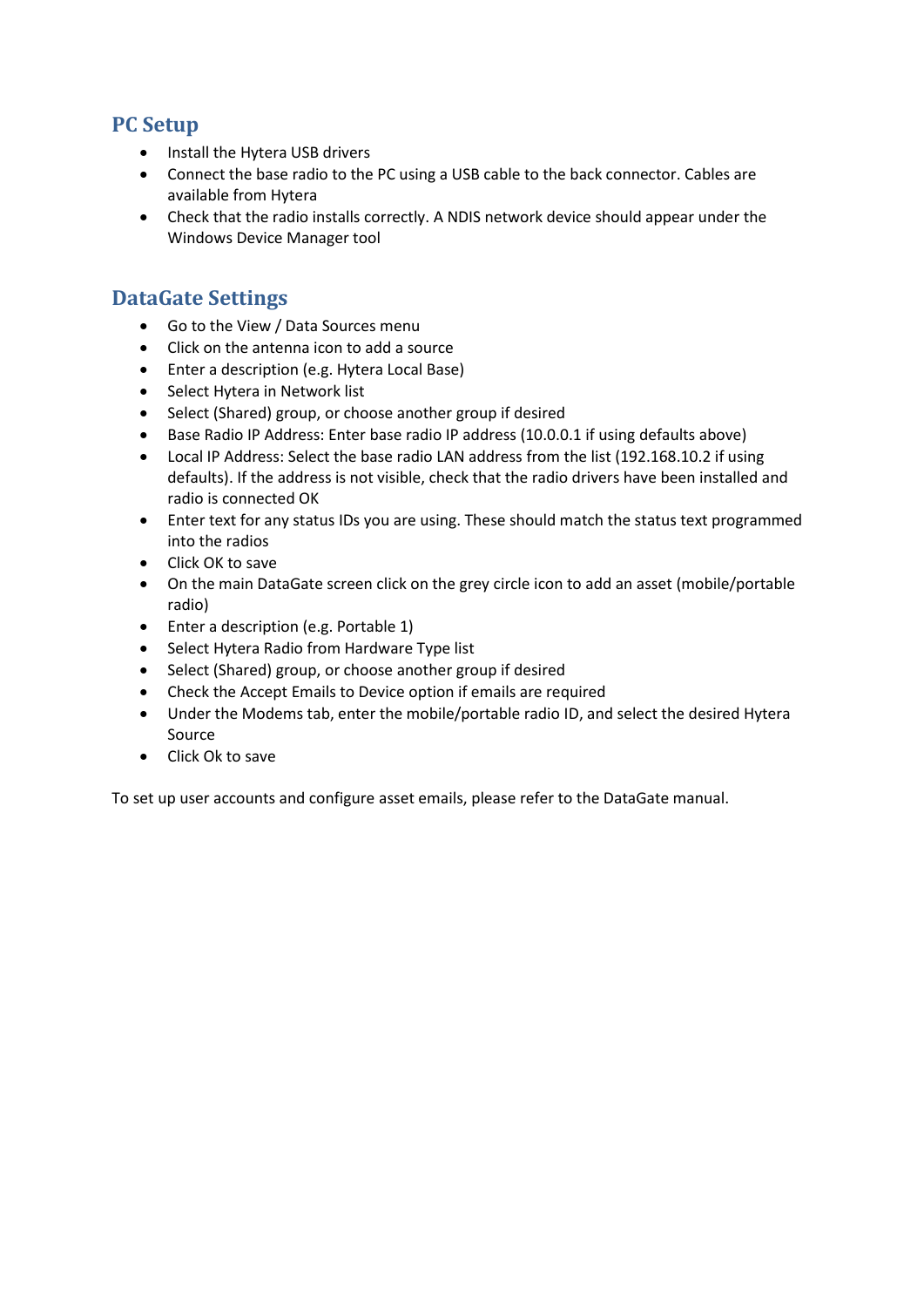## PC Setup

- Install the Hytera USB drivers
- Connect the base radio to the PC using a USB cable to the back connector. Cables are available from Hytera
- Check that the radio installs correctly. A NDIS network device should appear under the Windows Device Manager tool

## DataGate Settings

- Go to the View / Data Sources menu
- Click on the antenna icon to add a source
- Enter a description (e.g. Hytera Local Base)
- Select Hytera in Network list
- Select (Shared) group, or choose another group if desired
- Base Radio IP Address: Enter base radio IP address (10.0.0.1 if using defaults above)
- Local IP Address: Select the base radio LAN address from the list (192.168.10.2 if using defaults). If the address is not visible, check that the radio drivers have been installed and radio is connected OK
- Enter text for any status IDs you are using. These should match the status text programmed into the radios
- Click OK to save
- On the main DataGate screen click on the grey circle icon to add an asset (mobile/portable radio)
- Enter a description (e.g. Portable 1)
- Select Hytera Radio from Hardware Type list
- Select (Shared) group, or choose another group if desired
- Check the Accept Emails to Device option if emails are required
- Under the Modems tab, enter the mobile/portable radio ID, and select the desired Hytera Source
- Click Ok to save

To set up user accounts and configure asset emails, please refer to the DataGate manual.